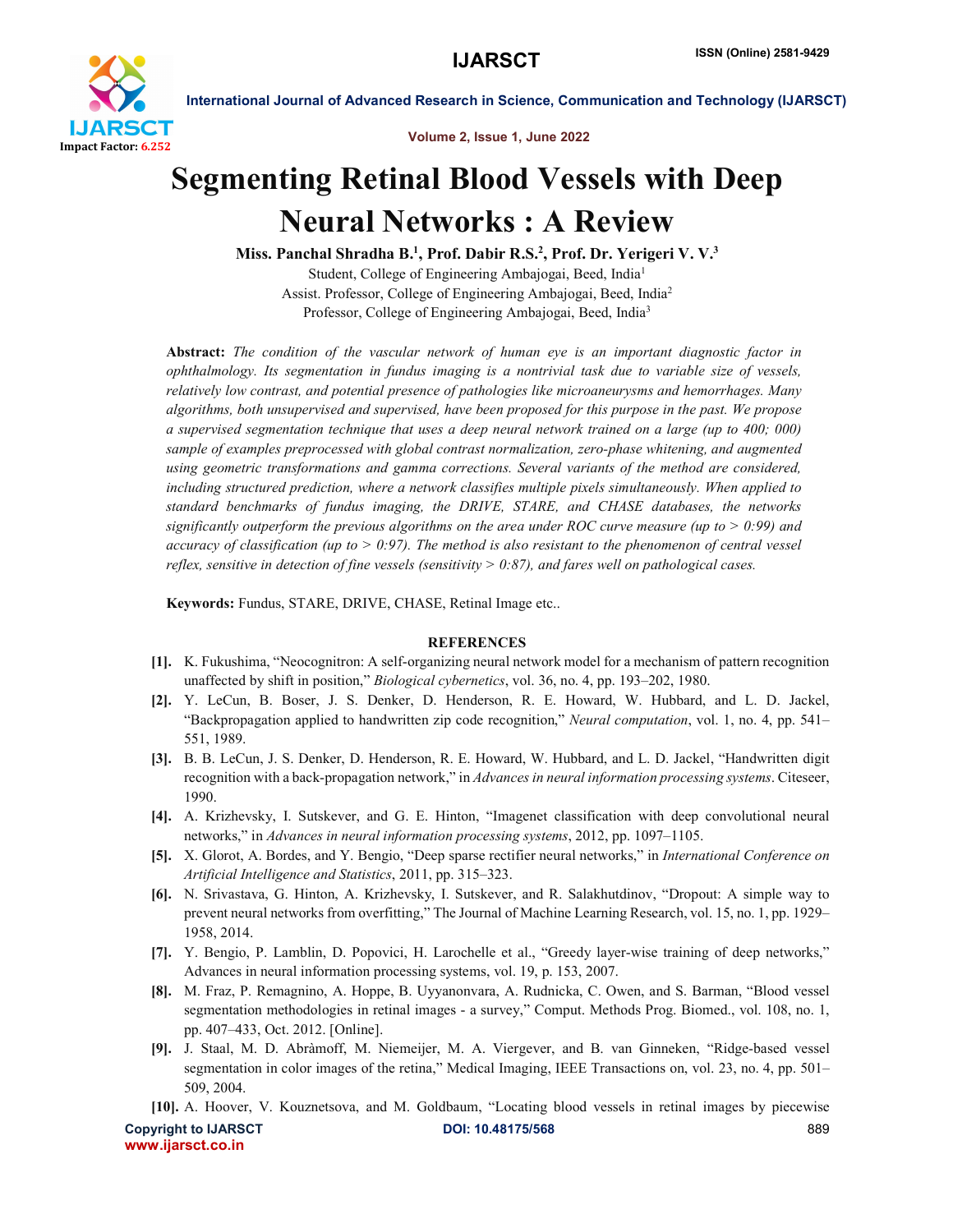# Segmenting Retinal Blood Vessels with Deep Neural Networks : A Review

**Miss. Panchal Shradha B.[1], Prof. Dabir R.S.[2], Prof. Dr. Yerigeri V. V.[3]**

Student, College of Engineering Ambajogai, Beed, India[1]
Assist. Professor, College of Engineering Ambajogai, Beed, India[2]
Professor, College of Engineering Ambajogai, Beed, India[3]

**Abstract:** *The condition of the vascular network of human eye is an important diagnostic factor in ophthalmology. Its segmentation in fundus imaging is a nontrivial task due to variable size of vessels, relatively low contrast, and potential presence of pathologies like microaneurysms and hemorrhages. Many algorithms, both unsupervised and supervised, have been proposed for this purpose in the past. We propose a supervised segmentation technique that uses a deep neural network trained on a large (up to 400; 000) sample of examples preprocessed with global contrast normalization, zero-phase whitening, and augmented using geometric transformations and gamma corrections. Several variants of the method are considered, including structured prediction, where a network classifies multiple pixels simultaneously. When applied to standard benchmarks of fundus imaging, the DRIVE, STARE, and CHASE databases, the networks significantly outperform the previous algorithms on the area under ROC curve measure (up to > 0:99) and accuracy of classification (up to > 0:97). The method is also resistant to the phenomenon of central vessel reflex, sensitive in detection of fine vessels (sensitivity > 0:87), and fares well on pathological cases.*

**Keywords:** Fundus, STARE, DRIVE, CHASE, Retinal Image etc..

## REFERENCES

[1]. K. Fukushima, "Neocognitron: A self-organizing neural network model for a mechanism of pattern recognition unaffected by shift in position," *Biological cybernetics*, vol. 36, no. 4, pp. 193–202, 1980.

[2]. Y. LeCun, B. Boser, J. S. Denker, D. Henderson, R. E. Howard, W. Hubbard, and L. D. Jackel, "Backpropagation applied to handwritten zip code recognition," *Neural computation*, vol. 1, no. 4, pp. 541–551, 1989.

[3]. B. B. LeCun, J. S. Denker, D. Henderson, R. E. Howard, W. Hubbard, and L. D. Jackel, "Handwritten digit recognition with a back-propagation network," in *Advances in neural information processing systems*. Citeseer, 1990.

[4]. A. Krizhevsky, I. Sutskever, and G. E. Hinton, "Imagenet classification with deep convolutional neural networks," in *Advances in neural information processing systems*, 2012, pp. 1097–1105.

[5]. X. Glorot, A. Bordes, and Y. Bengio, "Deep sparse rectifier neural networks," in *International Conference on Artificial Intelligence and Statistics*, 2011, pp. 315–323.

[6]. N. Srivastava, G. Hinton, A. Krizhevsky, I. Sutskever, and R. Salakhutdinov, "Dropout: A simple way to prevent neural networks from overfitting," The Journal of Machine Learning Research, vol. 15, no. 1, pp. 1929–1958, 2014.

[7]. Y. Bengio, P. Lamblin, D. Popovici, H. Larochelle et al., "Greedy layer-wise training of deep networks," Advances in neural information processing systems, vol. 19, p. 153, 2007.

[8]. M. Fraz, P. Remagnino, A. Hoppe, B. Uyyanonvara, A. Rudnicka, C. Owen, and S. Barman, "Blood vessel segmentation methodologies in retinal images - a survey," Comput. Methods Prog. Biomed., vol. 108, no. 1, pp. 407–433, Oct. 2012. [Online].

[9]. J. Staal, M. D. Abràmoff, M. Niemeijer, M. A. Viergever, and B. van Ginneken, "Ridge-based vessel segmentation in color images of the retina," Medical Imaging, IEEE Transactions on, vol. 23, no. 4, pp. 501–509, 2004.

[10]. A. Hoover, V. Kouznetsova, and M. Goldbaum, "Locating blood vessels in retinal images by piecewise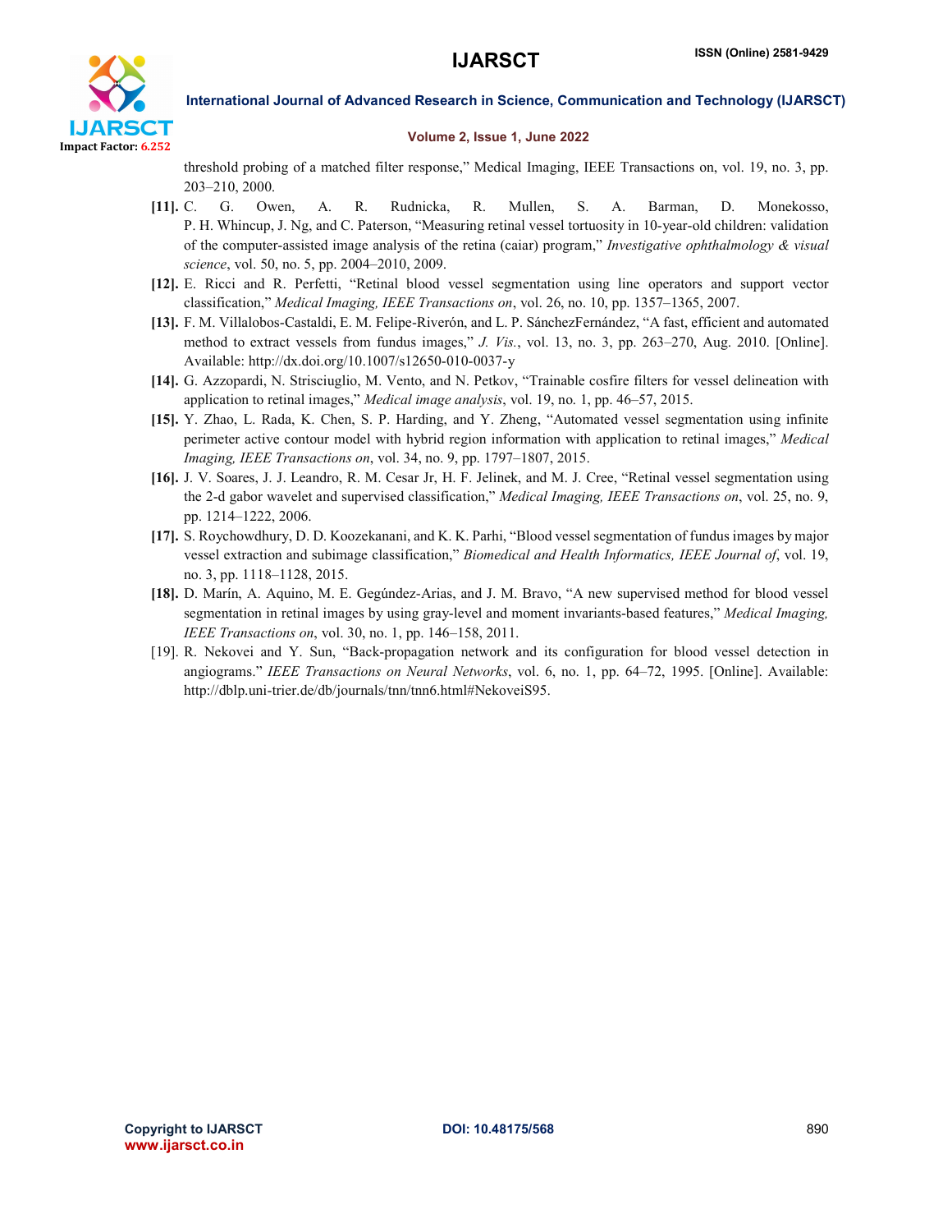threshold probing of a matched filter response," Medical Imaging, IEEE Transactions on, vol. 19, no. 3, pp. 203–210, 2000.

**[11].** C. G. Owen, A. R. Rudnicka, R. Mullen, S. A. Barman, D. Monekosso, P. H. Whincup, J. Ng, and C. Paterson, "Measuring retinal vessel tortuosity in 10-year-old children: validation of the computer-assisted image analysis of the retina (caiar) program," *Investigative ophthalmology & visual science*, vol. 50, no. 5, pp. 2004–2010, 2009.

**[12].** E. Ricci and R. Perfetti, "Retinal blood vessel segmentation using line operators and support vector classification," *Medical Imaging, IEEE Transactions on*, vol. 26, no. 10, pp. 1357–1365, 2007.

**[13].** F. M. Villalobos-Castaldi, E. M. Felipe-Riverón, and L. P. SánchezFernández, "A fast, efficient and automated method to extract vessels from fundus images," *J. Vis.*, vol. 13, no. 3, pp. 263–270, Aug. 2010. [Online]. Available: http://dx.doi.org/10.1007/s12650-010-0037-y

**[14].** G. Azzopardi, N. Strisciuglio, M. Vento, and N. Petkov, "Trainable cosfire filters for vessel delineation with application to retinal images," *Medical image analysis*, vol. 19, no. 1, pp. 46–57, 2015.

**[15].** Y. Zhao, L. Rada, K. Chen, S. P. Harding, and Y. Zheng, "Automated vessel segmentation using infinite perimeter active contour model with hybrid region information with application to retinal images," *Medical Imaging, IEEE Transactions on*, vol. 34, no. 9, pp. 1797–1807, 2015.

**[16].** J. V. Soares, J. J. Leandro, R. M. Cesar Jr, H. F. Jelinek, and M. J. Cree, "Retinal vessel segmentation using the 2-d gabor wavelet and supervised classification," *Medical Imaging, IEEE Transactions on*, vol. 25, no. 9, pp. 1214–1222, 2006.

**[17].** S. Roychowdhury, D. D. Koozekanani, and K. K. Parhi, "Blood vessel segmentation of fundus images by major vessel extraction and subimage classification," *Biomedical and Health Informatics, IEEE Journal of*, vol. 19, no. 3, pp. 1118–1128, 2015.

**[18].** D. Marín, A. Aquino, M. E. Gegúndez-Arias, and J. M. Bravo, "A new supervised method for blood vessel segmentation in retinal images by using gray-level and moment invariants-based features," *Medical Imaging, IEEE Transactions on*, vol. 30, no. 1, pp. 146–158, 2011.

[19]. R. Nekovei and Y. Sun, "Back-propagation network and its configuration for blood vessel detection in angiograms." *IEEE Transactions on Neural Networks*, vol. 6, no. 1, pp. 64–72, 1995. [Online]. Available: http://dblp.uni-trier.de/db/journals/tnn/tnn6.html#NekoveiS95.